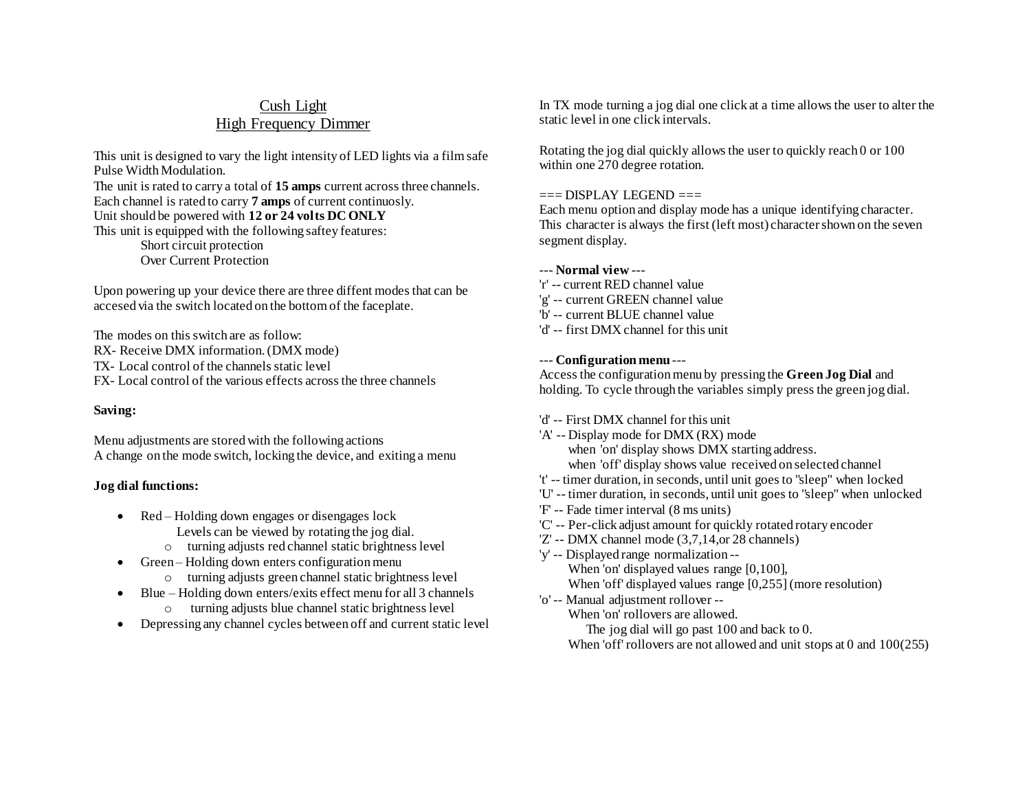# Cush Light
# High Frequency Dimmer

This unit is designed to vary the light intensity of LED lights via a film safe Pulse Width Modulation.
The unit is rated to carry a total of **15 amps** current across three channels.
Each channel is rated to carry **7 amps** of current continuosly.
Unit should be powered with **12 or 24 volts DC ONLY**
This unit is equipped with the following saftey features:

Short circuit protection
Over Current Protection

Upon powering up your device there are three diffent modes that can be accesed via the switch located on the bottom of the faceplate.

The modes on this switch are as follow:
RX- Receive DMX information. (DMX mode)
TX- Local control of the channels static level
FX- Local control of the various effects across the three channels

**Saving:**

Menu adjustments are stored with the following actions
A change on the mode switch, locking the device, and exiting a menu

**Jog dial functions:**

- Red – Holding down engages or disengages lock
  Levels can be viewed by rotating the jog dial.
  - turning adjusts red channel static brightness level
- Green – Holding down enters configuration menu
  - turning adjusts green channel static brightness level
- Blue – Holding down enters/exits effect menu for all 3 channels
  - turning adjusts blue channel static brightness level
- Depressing any channel cycles between off and current static level

In TX mode turning a jog dial one click at a time allows the user to alter the static level in one click intervals.

Rotating the jog dial quickly allows the user to quickly reach 0 or 100 within one 270 degree rotation.

=== DISPLAY LEGEND ===
Each menu option and display mode has a unique identifying character. This character is always the first (left most) character shown on the seven segment display.

--- **Normal view** ---
'r' -- current RED channel value
'g' -- current GREEN channel value
'b' -- current BLUE channel value
'd' -- first DMX channel for this unit

--- **Configuration menu** ---
Access the configuration menu by pressing the **Green Jog Dial** and holding. To cycle through the variables simply press the green jog dial.

'd' -- First DMX channel for this unit
'A' -- Display mode for DMX (RX) mode
when 'on' display shows DMX starting address.
when 'off' display shows value received on selected channel
't' -- timer duration, in seconds, until unit goes to "sleep" when locked
'U' -- timer duration, in seconds, until unit goes to "sleep" when unlocked
'F' -- Fade timer interval (8 ms units)
'C' -- Per-click adjust amount for quickly rotated rotary encoder
'Z' -- DMX channel mode (3,7,14,or 28 channels)
'y' -- Displayed range normalization --
When 'on' displayed values range [0,100],
When 'off' displayed values range [0,255] (more resolution)
'o' -- Manual adjustment rollover --
When 'on' rollovers are allowed.
The jog dial will go past 100 and back to 0.
When 'off' rollovers are not allowed and unit stops at 0 and 100(255)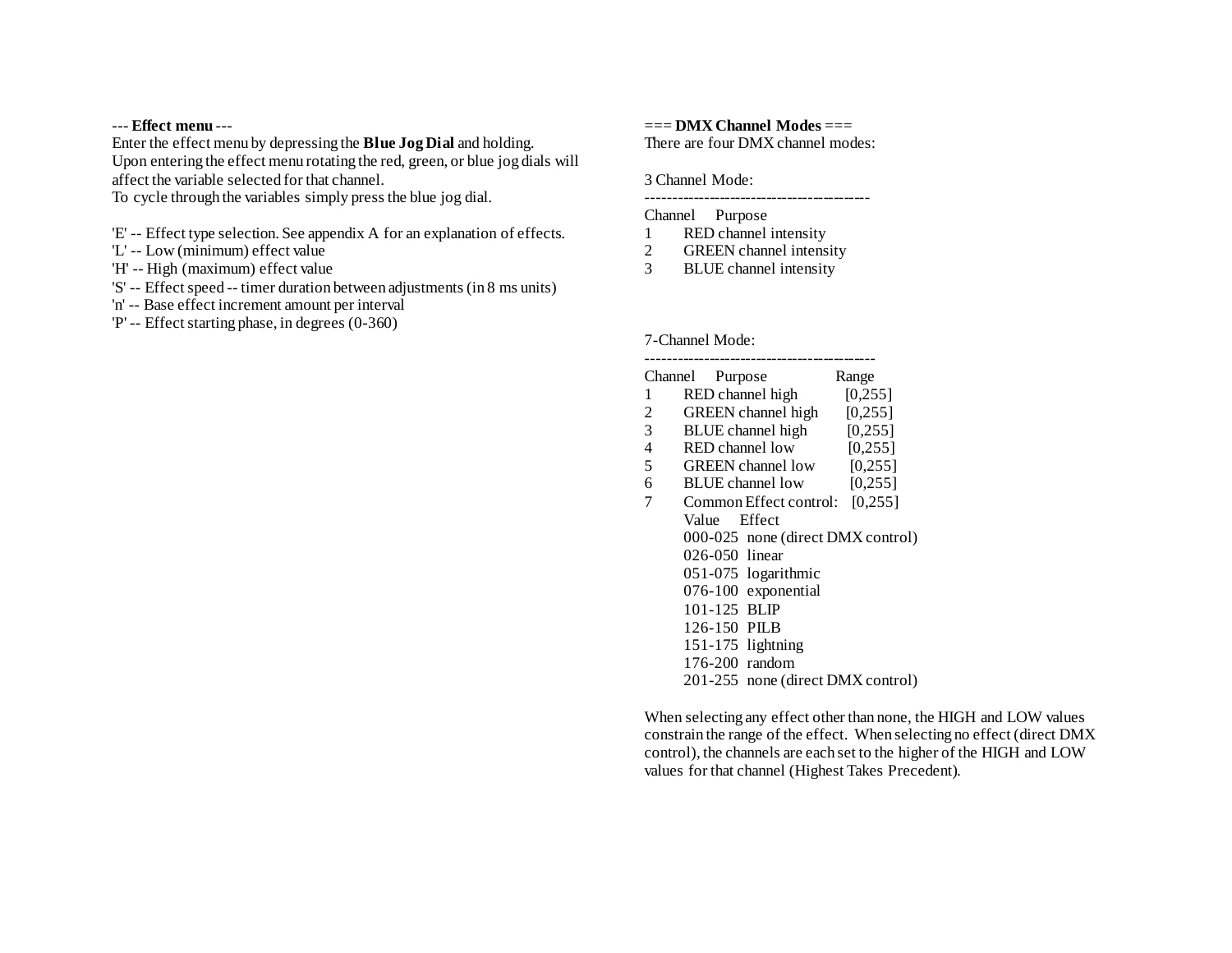--- **Effect menu** ---

Enter the effect menu by depressing the **Blue Jog Dial** and holding.
Upon entering the effect menu rotating the red, green, or blue jog dials will affect the variable selected for that channel.
To cycle through the variables simply press the blue jog dial.

'E' -- Effect type selection. See appendix A for an explanation of effects.
'L' -- Low (minimum) effect value
'H' -- High (maximum) effect value
'S' -- Effect speed -- timer duration between adjustments (in 8 ms units)
'n' -- Base effect increment amount per interval
'P' -- Effect starting phase, in degrees (0-360)

=== **DMX Channel Modes** ===

There are four DMX channel modes:

3 Channel Mode:

| Channel | Purpose |
|---|---|
| 1 | RED channel intensity |
| 2 | GREEN channel intensity |
| 3 | BLUE channel intensity |

7-Channel Mode:

| Channel | Purpose | Range |
|---|---|---|
| 1 | RED channel high | [0,255] |
| 2 | GREEN channel high | [0,255] |
| 3 | BLUE channel high | [0,255] |
| 4 | RED channel low | [0,255] |
| 5 | GREEN channel low | [0,255] |
| 6 | BLUE channel low | [0,255] |
| 7 | Common Effect control: | [0,255] |

| Value | Effect |
|---|---|
| 000-025 | none (direct DMX control) |
| 026-050 | linear |
| 051-075 | logarithmic |
| 076-100 | exponential |
| 101-125 | BLIP |
| 126-150 | PILB |
| 151-175 | lightning |
| 176-200 | random |
| 201-255 | none (direct DMX control) |

When selecting any effect other than none, the HIGH and LOW values constrain the range of the effect. When selecting no effect (direct DMX control), the channels are each set to the higher of the HIGH and LOW values for that channel (Highest Takes Precedent).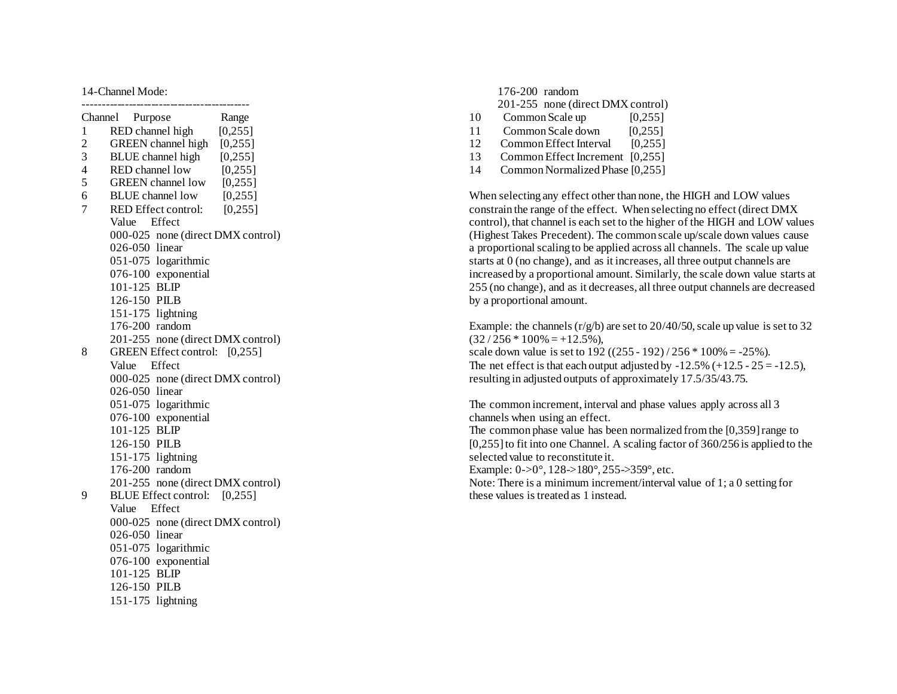14-Channel Mode:

-------------------------------------------

| Channel | Purpose | Range |
|---|---|---|
| 1 | RED channel high | [0,255] |
| 2 | GREEN channel high | [0,255] |
| 3 | BLUE channel high | [0,255] |
| 4 | RED channel low | [0,255] |
| 5 | GREEN channel low | [0,255] |
| 6 | BLUE channel low | [0,255] |
| 7 | RED Effect control: | [0,255] |

7 RED Effect control: [0,255]

| Value | Effect |
|---|---|
| 000-025 | none (direct DMX control) |
| 026-050 | linear |
| 051-075 | logarithmic |
| 076-100 | exponential |
| 101-125 | BLIP |
| 126-150 | PILB |
| 151-175 | lightning |
| 176-200 | random |
| 201-255 | none (direct DMX control) |

8 GREEN Effect control: [0,255]

| Value | Effect |
|---|---|
| 000-025 | none (direct DMX control) |
| 026-050 | linear |
| 051-075 | logarithmic |
| 076-100 | exponential |
| 101-125 | BLIP |
| 126-150 | PILB |
| 151-175 | lightning |
| 176-200 | random |
| 201-255 | none (direct DMX control) |

9 BLUE Effect control: [0,255]

| Value | Effect |
|---|---|
| 000-025 | none (direct DMX control) |
| 026-050 | linear |
| 051-075 | logarithmic |
| 076-100 | exponential |
| 101-125 | BLIP |
| 126-150 | PILB |
| 151-175 | lightning |
| 176-200 | random |
| 201-255 | none (direct DMX control) |

| Channel | Purpose | Range |
|---|---|---|
| 10 | Common Scale up | [0,255] |
| 11 | Common Scale down | [0,255] |
| 12 | Common Effect Interval | [0,255] |
| 13 | Common Effect Increment | [0,255] |
| 14 | Common Normalized Phase | [0,255] |

When selecting any effect other than none, the HIGH and LOW values constrain the range of the effect. When selecting no effect (direct DMX control), that channel is each set to the higher of the HIGH and LOW values (Highest Takes Precedent). The common scale up/scale down values cause a proportional scaling to be applied across all channels. The scale up value starts at 0 (no change), and as it increases, all three output channels are increased by a proportional amount. Similarly, the scale down value starts at 255 (no change), and as it decreases, all three output channels are decreased by a proportional amount.

Example: the channels (r/g/b) are set to 20/40/50, scale up value is set to 32 ($32 / 256 * 100\% = +12.5\%$),
scale down value is set to 192 ($(255 - 192) / 256 * 100\% = -25\%$).
The net effect is that each output adjusted by -12.5% ($+12.5 - 25 = -12.5$), resulting in adjusted outputs of approximately 17.5/35/43.75.

The common increment, interval and phase values apply across all 3 channels when using an effect.
The common phase value has been normalized from the [0,359] range to [0,255] to fit into one Channel. A scaling factor of 360/256 is applied to the selected value to reconstitute it.
Example: 0->0°, 128->180°, 255->359°, etc.
Note: There is a minimum increment/interval value of 1; a 0 setting for these values is treated as 1 instead.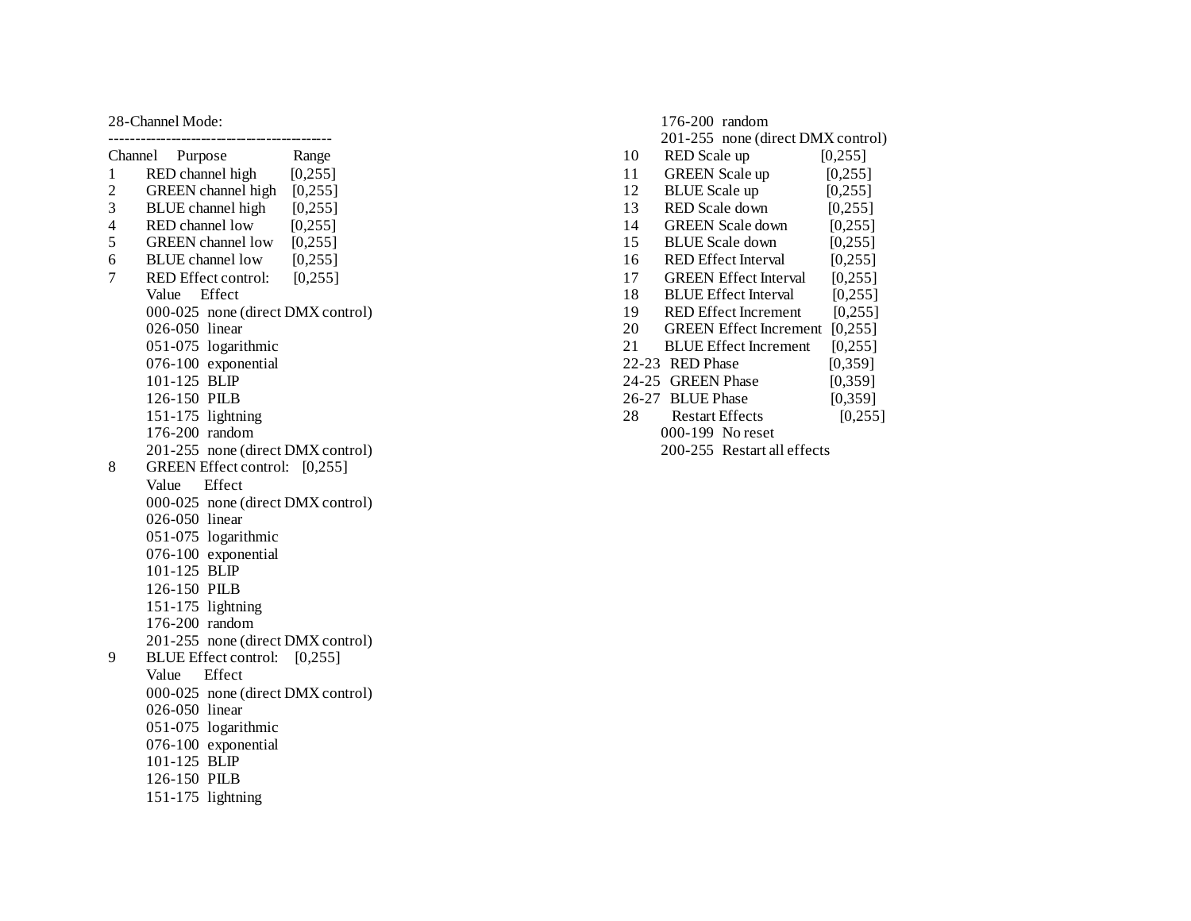28-Channel Mode:

------------------------------------------

```
Channel   Purpose               Range
1       RED channel high        [0,255]
2       GREEN channel high      [0,255]
3       BLUE channel high       [0,255]
4       RED channel low         [0,255]
5       GREEN channel low       [0,255]
6       BLUE channel low        [0,255]
7       RED Effect control:     [0,255]
        Value    Effect
        000-025  none (direct DMX control)
        026-050  linear
        051-075  logarithmic
        076-100  exponential
        101-125  BLIP
        126-150  PILB
        151-175  lightning
        176-200  random
        201-255  none (direct DMX control)
8       GREEN Effect control:   [0,255]
        Value    Effect
        000-025  none (direct DMX control)
        026-050  linear
        051-075  logarithmic
        076-100  exponential
        101-125  BLIP
        126-150  PILB
        151-175  lightning
        176-200  random
        201-255  none (direct DMX control)
9       BLUE Effect control:    [0,255]
        Value    Effect
        000-025  none (direct DMX control)
        026-050  linear
        051-075  logarithmic
        076-100  exponential
        101-125  BLIP
        126-150  PILB
        151-175  lightning
        176-200  random
        201-255  none (direct DMX control)
10      RED Scale up            [0,255]
11      GREEN Scale up          [0,255]
12      BLUE Scale up           [0,255]
13      RED Scale down          [0,255]
14      GREEN Scale down        [0,255]
15      BLUE Scale down         [0,255]
16      RED Effect Interval     [0,255]
17      GREEN Effect Interval   [0,255]
18      BLUE Effect Interval    [0,255]
19      RED Effect Increment    [0,255]
20      GREEN Effect Increment  [0,255]
21      BLUE Effect Increment   [0,255]
22-23   RED Phase               [0,359]
24-25   GREEN Phase             [0,359]
26-27   BLUE Phase              [0,359]
28      Restart Effects         [0,255]
        000-199  No reset
        200-255  Restart all effects
```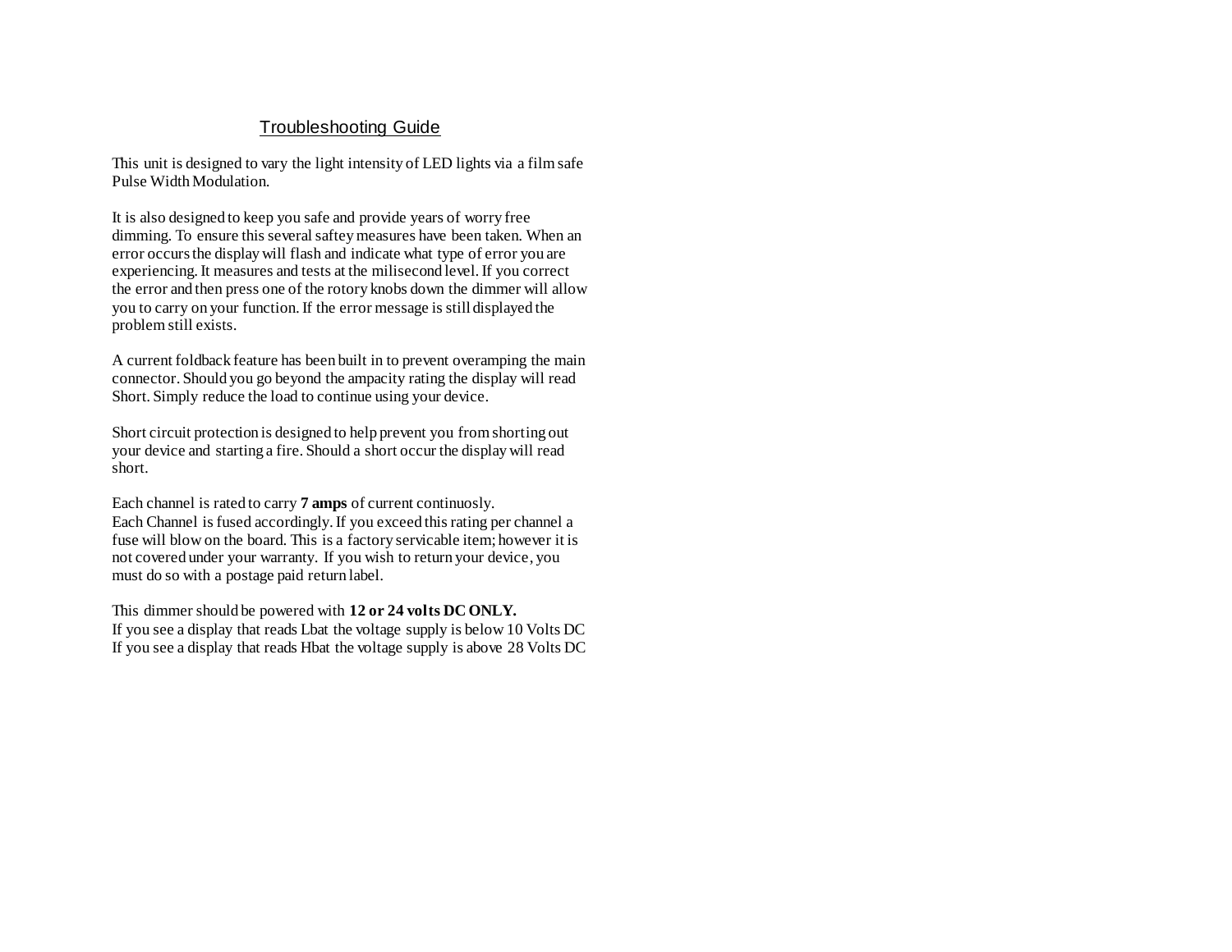# Troubleshooting Guide

This unit is designed to vary the light intensity of LED lights via a film safe Pulse Width Modulation.

It is also designed to keep you safe and provide years of worry free dimming. To ensure this several saftey measures have been taken. When an error occurs the display will flash and indicate what type of error you are experiencing. It measures and tests at the milisecond level. If you correct the error and then press one of the rotory knobs down the dimmer will allow you to carry on your function. If the error message is still displayed the problem still exists.

A current foldback feature has been built in to prevent overamping the main connector. Should you go beyond the ampacity rating the display will read Short. Simply reduce the load to continue using your device.

Short circuit protection is designed to help prevent you from shorting out your device and starting a fire. Should a short occur the display will read short.

Each channel is rated to carry **7 amps** of current continuosly.
Each Channel is fused accordingly. If you exceed this rating per channel a fuse will blow on the board. This is a factory servicable item; however it is not covered under your warranty. If you wish to return your device, you must do so with a postage paid return label.

This dimmer should be powered with **12 or 24 volts DC ONLY.**
If you see a display that reads Lbat the voltage supply is below 10 Volts DC
If you see a display that reads Hbat the voltage supply is above 28 Volts DC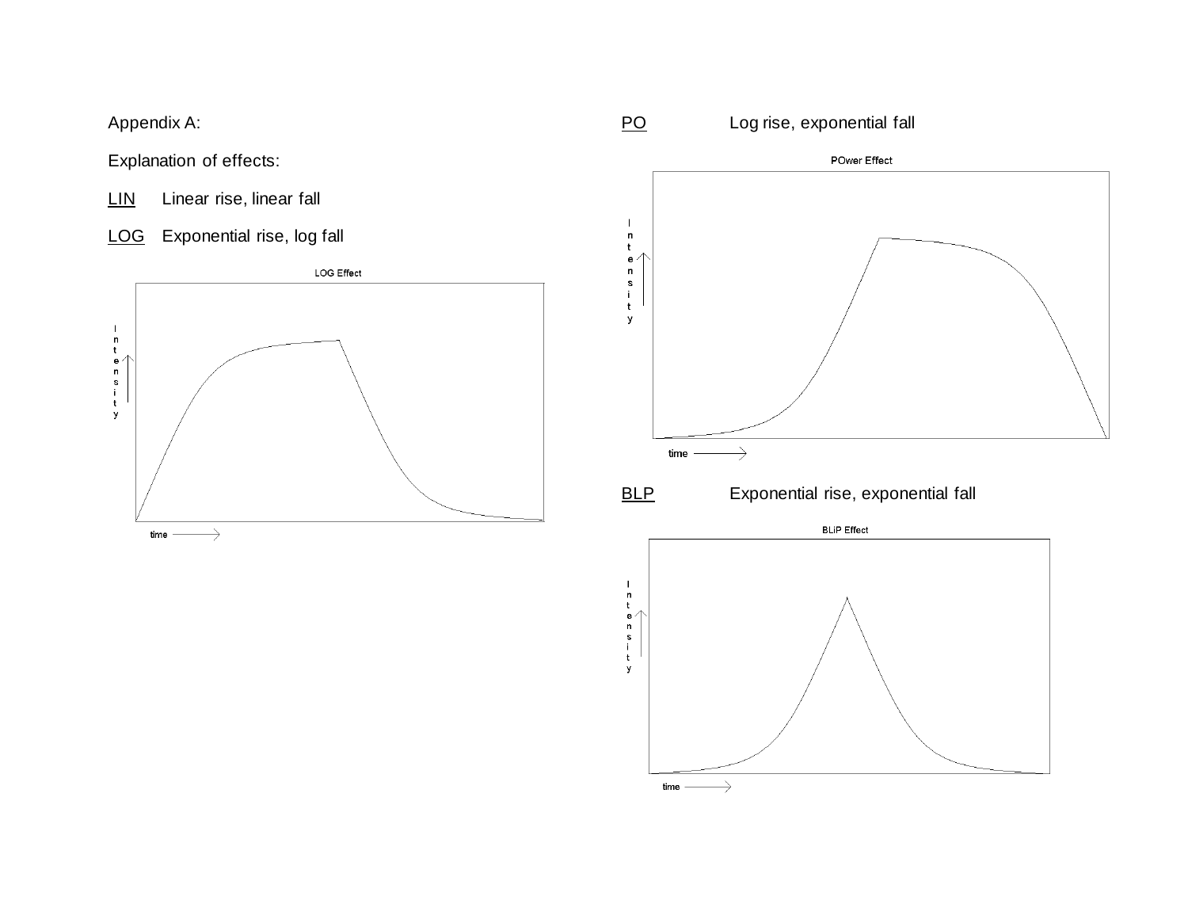Appendix A:

Explanation of effects:

<u>LIN</u> Linear rise, linear fall

<u>LOG</u> Exponential rise, log fall

LOG Effect

Intensity

time

<u>PO</u> Log rise, exponential fall

POwer Effect

Intensity

time

<u>BLP</u> Exponential rise, exponential fall

BLiP Effect

Intensity

time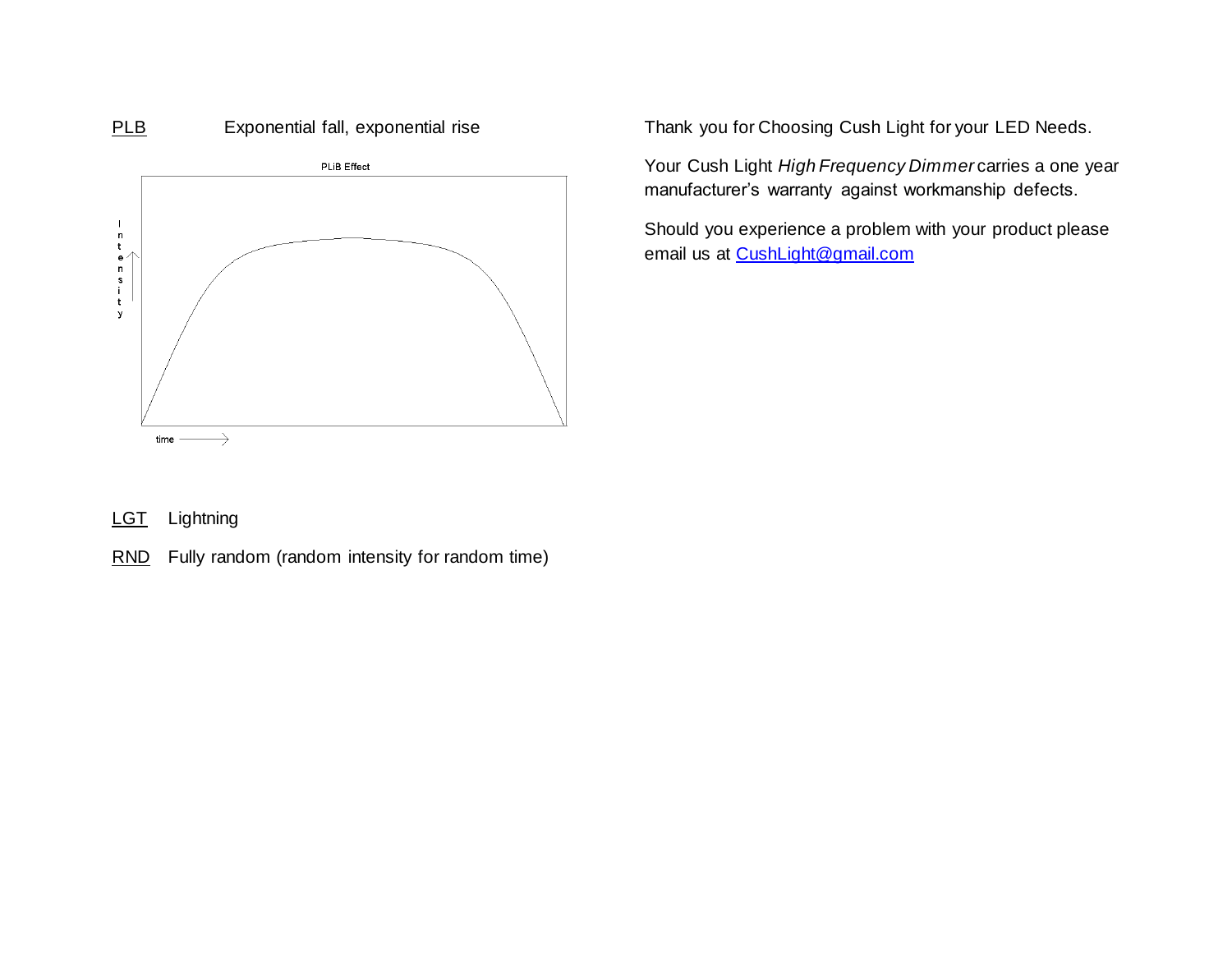PLB Exponential fall, exponential rise

PLiB Effect

Intensity

time

LGT Lightning

RND Fully random (random intensity for random time)

Thank you for Choosing Cush Light for your LED Needs.

Your Cush Light *High Frequency Dimmer* carries a one year manufacturer's warranty against workmanship defects.

Should you experience a problem with your product please email us at [CushLight@gmail.com](mailto:CushLight@gmail.com)